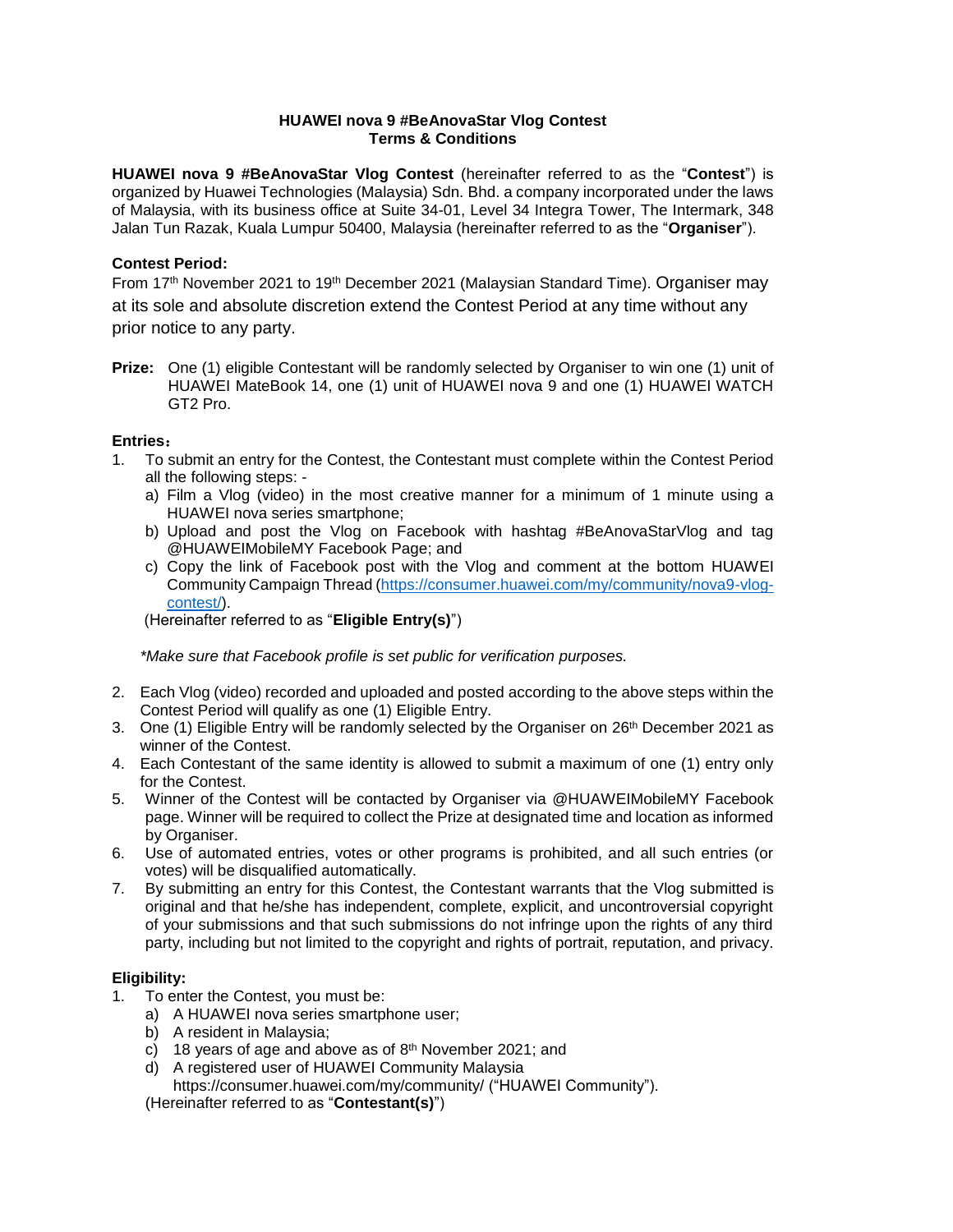**HUAWEI nova 9 #BeAnovaStar Vlog Contest**
**Terms & Conditions**

**HUAWEI nova 9 #BeAnovaStar Vlog Contest** (hereinafter referred to as the "**Contest**") is organized by Huawei Technologies (Malaysia) Sdn. Bhd. a company incorporated under the laws of Malaysia, with its business office at Suite 34-01, Level 34 Integra Tower, The Intermark, 348 Jalan Tun Razak, Kuala Lumpur 50400, Malaysia (hereinafter referred to as the "**Organiser**").

**Contest Period:**

From 17th November 2021 to 19th December 2021 (Malaysian Standard Time). Organiser may at its sole and absolute discretion extend the Contest Period at any time without any prior notice to any party.

**Prize:** One (1) eligible Contestant will be randomly selected by Organiser to win one (1) unit of HUAWEI MateBook 14, one (1) unit of HUAWEI nova 9 and one (1) HUAWEI WATCH GT2 Pro.

**Entries**：

1. To submit an entry for the Contest, the Contestant must complete within the Contest Period all the following steps: -
   a) Film a Vlog (video) in the most creative manner for a minimum of 1 minute using a HUAWEI nova series smartphone;
   b) Upload and post the Vlog on Facebook with hashtag #BeAnovaStarVlog and tag @HUAWEIMobileMY Facebook Page; and
   c) Copy the link of Facebook post with the Vlog and comment at the bottom HUAWEI Community Campaign Thread (https://consumer.huawei.com/my/community/nova9-vlog-contest/).

   (Hereinafter referred to as "**Eligible Entry(s)**")

   *\*Make sure that Facebook profile is set public for verification purposes.*

2. Each Vlog (video) recorded and uploaded and posted according to the above steps within the Contest Period will qualify as one (1) Eligible Entry.
3. One (1) Eligible Entry will be randomly selected by the Organiser on 26th December 2021 as winner of the Contest.
4. Each Contestant of the same identity is allowed to submit a maximum of one (1) entry only for the Contest.
5. Winner of the Contest will be contacted by Organiser via @HUAWEIMobileMY Facebook page. Winner will be required to collect the Prize at designated time and location as informed by Organiser.
6. Use of automated entries, votes or other programs is prohibited, and all such entries (or votes) will be disqualified automatically.
7. By submitting an entry for this Contest, the Contestant warrants that the Vlog submitted is original and that he/she has independent, complete, explicit, and uncontroversial copyright of your submissions and that such submissions do not infringe upon the rights of any third party, including but not limited to the copyright and rights of portrait, reputation, and privacy.

**Eligibility:**

1. To enter the Contest, you must be:
   a) A HUAWEI nova series smartphone user;
   b) A resident in Malaysia;
   c) 18 years of age and above as of 8th November 2021; and
   d) A registered user of HUAWEI Community Malaysia https://consumer.huawei.com/my/community/ ("HUAWEI Community").

   (Hereinafter referred to as "**Contestant(s)**")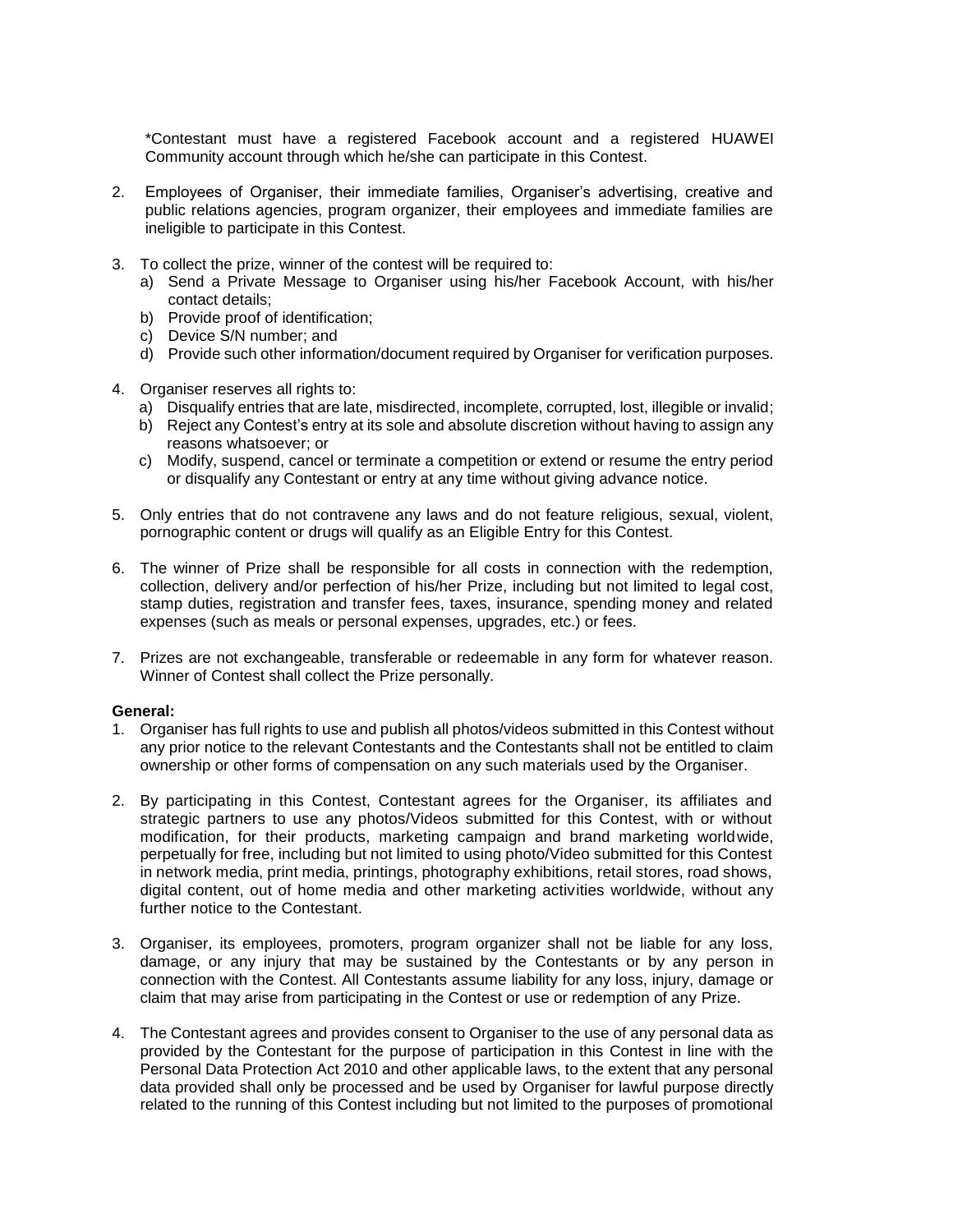*Contestant must have a registered Facebook account and a registered HUAWEI Community account through which he/she can participate in this Contest.

2. Employees of Organiser, their immediate families, Organiser's advertising, creative and public relations agencies, program organizer, their employees and immediate families are ineligible to participate in this Contest.

3. To collect the prize, winner of the contest will be required to:
   a) Send a Private Message to Organiser using his/her Facebook Account, with his/her contact details;
   b) Provide proof of identification;
   c) Device S/N number; and
   d) Provide such other information/document required by Organiser for verification purposes.

4. Organiser reserves all rights to:
   a) Disqualify entries that are late, misdirected, incomplete, corrupted, lost, illegible or invalid;
   b) Reject any Contest's entry at its sole and absolute discretion without having to assign any reasons whatsoever; or
   c) Modify, suspend, cancel or terminate a competition or extend or resume the entry period or disqualify any Contestant or entry at any time without giving advance notice.

5. Only entries that do not contravene any laws and do not feature religious, sexual, violent, pornographic content or drugs will qualify as an Eligible Entry for this Contest.

6. The winner of Prize shall be responsible for all costs in connection with the redemption, collection, delivery and/or perfection of his/her Prize, including but not limited to legal cost, stamp duties, registration and transfer fees, taxes, insurance, spending money and related expenses (such as meals or personal expenses, upgrades, etc.) or fees.

7. Prizes are not exchangeable, transferable or redeemable in any form for whatever reason. Winner of Contest shall collect the Prize personally.

**General:**

1. Organiser has full rights to use and publish all photos/videos submitted in this Contest without any prior notice to the relevant Contestants and the Contestants shall not be entitled to claim ownership or other forms of compensation on any such materials used by the Organiser.

2. By participating in this Contest, Contestant agrees for the Organiser, its affiliates and strategic partners to use any photos/Videos submitted for this Contest, with or without modification, for their products, marketing campaign and brand marketing worldwide, perpetually for free, including but not limited to using photo/Video submitted for this Contest in network media, print media, printings, photography exhibitions, retail stores, road shows, digital content, out of home media and other marketing activities worldwide, without any further notice to the Contestant.

3. Organiser, its employees, promoters, program organizer shall not be liable for any loss, damage, or any injury that may be sustained by the Contestants or by any person in connection with the Contest. All Contestants assume liability for any loss, injury, damage or claim that may arise from participating in the Contest or use or redemption of any Prize.

4. The Contestant agrees and provides consent to Organiser to the use of any personal data as provided by the Contestant for the purpose of participation in this Contest in line with the Personal Data Protection Act 2010 and other applicable laws, to the extent that any personal data provided shall only be processed and be used by Organiser for lawful purpose directly related to the running of this Contest including but not limited to the purposes of promotional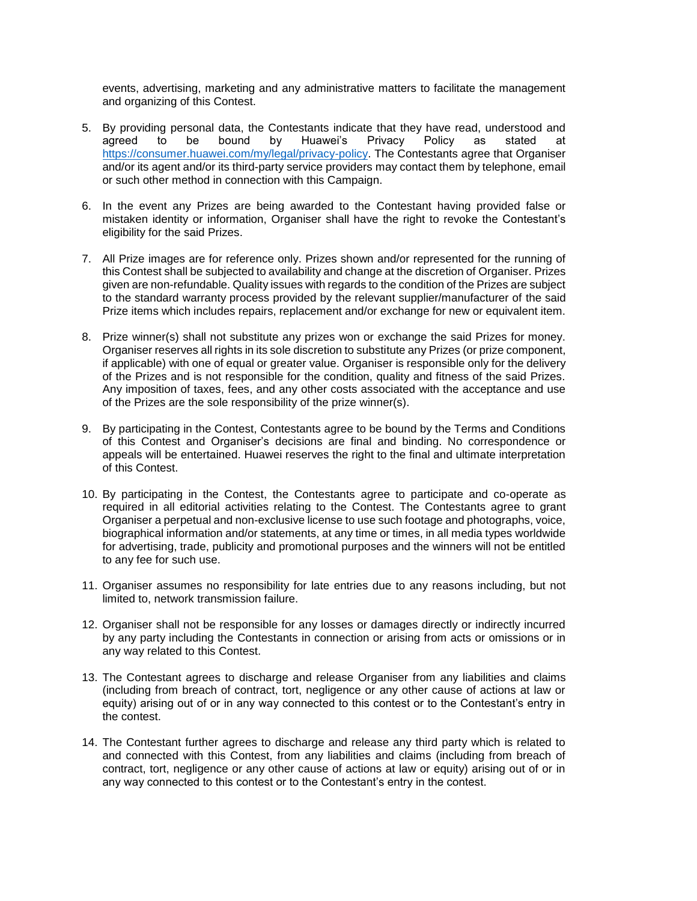events, advertising, marketing and any administrative matters to facilitate the management and organizing of this Contest.

5. By providing personal data, the Contestants indicate that they have read, understood and agreed to be bound by Huawei's Privacy Policy as stated at [https://consumer.huawei.com/my/legal/privacy-policy](https://consumer.huawei.com/my/legal/privacy-policy). The Contestants agree that Organiser and/or its agent and/or its third-party service providers may contact them by telephone, email or such other method in connection with this Campaign.

6. In the event any Prizes are being awarded to the Contestant having provided false or mistaken identity or information, Organiser shall have the right to revoke the Contestant's eligibility for the said Prizes.

7. All Prize images are for reference only. Prizes shown and/or represented for the running of this Contest shall be subjected to availability and change at the discretion of Organiser. Prizes given are non-refundable. Quality issues with regards to the condition of the Prizes are subject to the standard warranty process provided by the relevant supplier/manufacturer of the said Prize items which includes repairs, replacement and/or exchange for new or equivalent item.

8. Prize winner(s) shall not substitute any prizes won or exchange the said Prizes for money. Organiser reserves all rights in its sole discretion to substitute any Prizes (or prize component, if applicable) with one of equal or greater value. Organiser is responsible only for the delivery of the Prizes and is not responsible for the condition, quality and fitness of the said Prizes. Any imposition of taxes, fees, and any other costs associated with the acceptance and use of the Prizes are the sole responsibility of the prize winner(s).

9. By participating in the Contest, Contestants agree to be bound by the Terms and Conditions of this Contest and Organiser's decisions are final and binding. No correspondence or appeals will be entertained. Huawei reserves the right to the final and ultimate interpretation of this Contest.

10. By participating in the Contest, the Contestants agree to participate and co-operate as required in all editorial activities relating to the Contest. The Contestants agree to grant Organiser a perpetual and non-exclusive license to use such footage and photographs, voice, biographical information and/or statements, at any time or times, in all media types worldwide for advertising, trade, publicity and promotional purposes and the winners will not be entitled to any fee for such use.

11. Organiser assumes no responsibility for late entries due to any reasons including, but not limited to, network transmission failure.

12. Organiser shall not be responsible for any losses or damages directly or indirectly incurred by any party including the Contestants in connection or arising from acts or omissions or in any way related to this Contest.

13. The Contestant agrees to discharge and release Organiser from any liabilities and claims (including from breach of contract, tort, negligence or any other cause of actions at law or equity) arising out of or in any way connected to this contest or to the Contestant's entry in the contest.

14. The Contestant further agrees to discharge and release any third party which is related to and connected with this Contest, from any liabilities and claims (including from breach of contract, tort, negligence or any other cause of actions at law or equity) arising out of or in any way connected to this contest or to the Contestant's entry in the contest.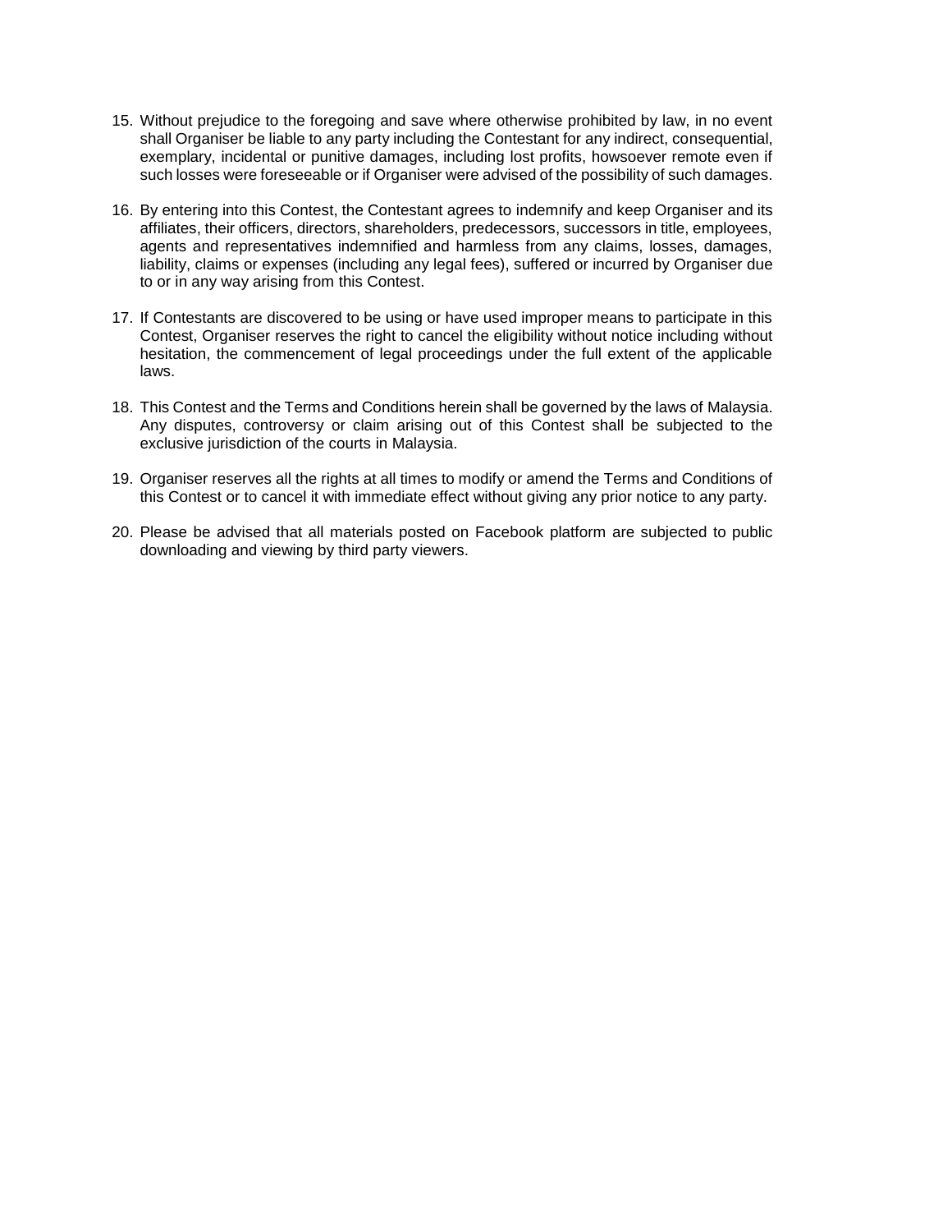15. Without prejudice to the foregoing and save where otherwise prohibited by law, in no event shall Organiser be liable to any party including the Contestant for any indirect, consequential, exemplary, incidental or punitive damages, including lost profits, howsoever remote even if such losses were foreseeable or if Organiser were advised of the possibility of such damages.

16. By entering into this Contest, the Contestant agrees to indemnify and keep Organiser and its affiliates, their officers, directors, shareholders, predecessors, successors in title, employees, agents and representatives indemnified and harmless from any claims, losses, damages, liability, claims or expenses (including any legal fees), suffered or incurred by Organiser due to or in any way arising from this Contest.

17. If Contestants are discovered to be using or have used improper means to participate in this Contest, Organiser reserves the right to cancel the eligibility without notice including without hesitation, the commencement of legal proceedings under the full extent of the applicable laws.

18. This Contest and the Terms and Conditions herein shall be governed by the laws of Malaysia. Any disputes, controversy or claim arising out of this Contest shall be subjected to the exclusive jurisdiction of the courts in Malaysia.

19. Organiser reserves all the rights at all times to modify or amend the Terms and Conditions of this Contest or to cancel it with immediate effect without giving any prior notice to any party.

20. Please be advised that all materials posted on Facebook platform are subjected to public downloading and viewing by third party viewers.